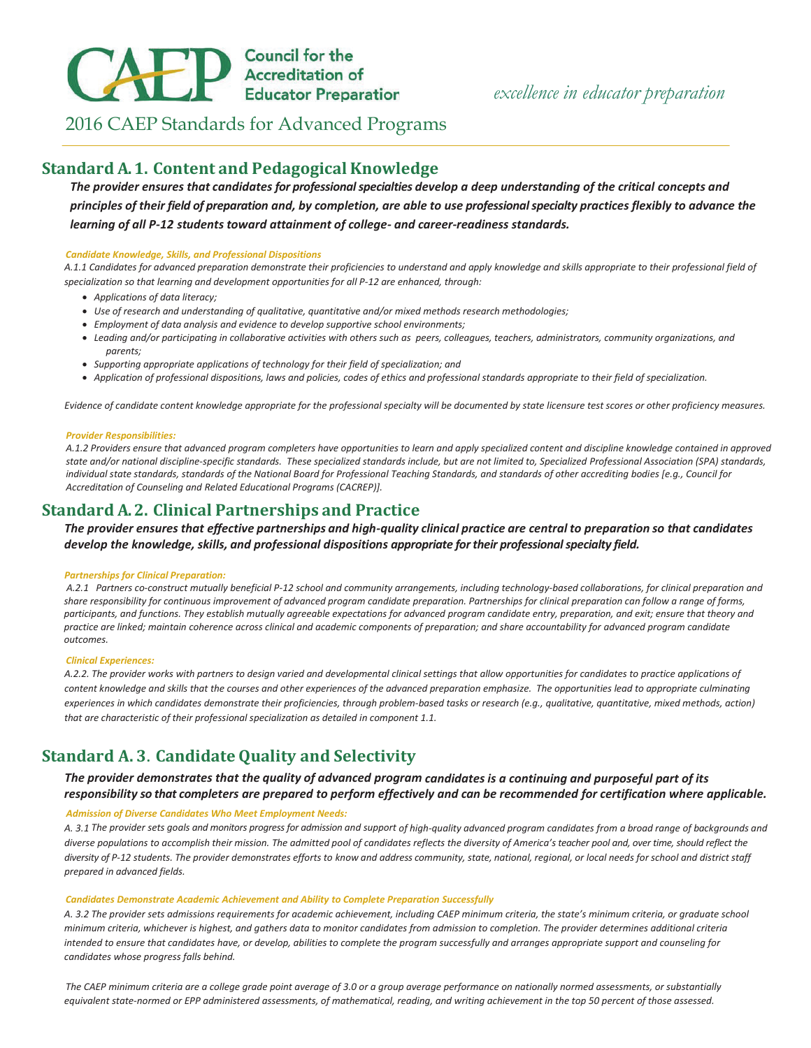CAEP Council for the Accreditation of Educator Preparation

*excellence in educator preparation*

# 2016 CAEP Standards for Advanced Programs

## Standard A.1. Content and Pedagogical Knowledge

***The provider ensures that candidates for professional specialties develop a deep understanding of the critical concepts and principles of their field of preparation and, by completion, are able to use professional specialty practices flexibly to advance the learning of all P-12 students toward attainment of college- and career-readiness standards.***

***Candidate Knowledge, Skills, and Professional Dispositions***

*A.1.1 Candidates for advanced preparation demonstrate their proficiencies to understand and apply knowledge and skills appropriate to their professional field of specialization so that learning and development opportunities for all P-12 are enhanced, through:*

- *Applications of data literacy;*
- *Use of research and understanding of qualitative, quantitative and/or mixed methods research methodologies;*
- *Employment of data analysis and evidence to develop supportive school environments;*
- *Leading and/or participating in collaborative activities with others such as peers, colleagues, teachers, administrators, community organizations, and parents;*
- *Supporting appropriate applications of technology for their field of specialization; and*
- *Application of professional dispositions, laws and policies, codes of ethics and professional standards appropriate to their field of specialization.*

*Evidence of candidate content knowledge appropriate for the professional specialty will be documented by state licensure test scores or other proficiency measures.*

***Provider Responsibilities:***

*A.1.2 Providers ensure that advanced program completers have opportunities to learn and apply specialized content and discipline knowledge contained in approved state and/or national discipline-specific standards. These specialized standards include, but are not limited to, Specialized Professional Association (SPA) standards, individual state standards, standards of the National Board for Professional Teaching Standards, and standards of other accrediting bodies [e.g., Council for Accreditation of Counseling and Related Educational Programs (CACREP)].*

## Standard A.2. Clinical Partnerships and Practice

***The provider ensures that effective partnerships and high-quality clinical practice are central to preparation so that candidates develop the knowledge, skills, and professional dispositions appropriate for their professional specialty field.***

***Partnerships for Clinical Preparation:***

*A.2.1 Partners co-construct mutually beneficial P-12 school and community arrangements, including technology-based collaborations, for clinical preparation and share responsibility for continuous improvement of advanced program candidate preparation. Partnerships for clinical preparation can follow a range of forms, participants, and functions. They establish mutually agreeable expectations for advanced program candidate entry, preparation, and exit; ensure that theory and practice are linked; maintain coherence across clinical and academic components of preparation; and share accountability for advanced program candidate outcomes.*

***Clinical Experiences:***

*A.2.2. The provider works with partners to design varied and developmental clinical settings that allow opportunities for candidates to practice applications of content knowledge and skills that the courses and other experiences of the advanced preparation emphasize. The opportunities lead to appropriate culminating experiences in which candidates demonstrate their proficiencies, through problem-based tasks or research (e.g., qualitative, quantitative, mixed methods, action) that are characteristic of their professional specialization as detailed in component 1.1.*

## Standard A.3. Candidate Quality and Selectivity

***The provider demonstrates that the quality of advanced program candidates is a continuing and purposeful part of its responsibility so that completers are prepared to perform effectively and can be recommended for certification where applicable.***

***Admission of Diverse Candidates Who Meet Employment Needs:***

*A. 3.1 The provider sets goals and monitors progress for admission and support of high-quality advanced program candidates from a broad range of backgrounds and diverse populations to accomplish their mission. The admitted pool of candidates reflects the diversity of America's teacher pool and, over time, should reflect the diversity of P-12 students. The provider demonstrates efforts to know and address community, state, national, regional, or local needs for school and district staff prepared in advanced fields.*

***Candidates Demonstrate Academic Achievement and Ability to Complete Preparation Successfully***

*A. 3.2 The provider sets admissions requirements for academic achievement, including CAEP minimum criteria, the state's minimum criteria, or graduate school minimum criteria, whichever is highest, and gathers data to monitor candidates from admission to completion. The provider determines additional criteria intended to ensure that candidates have, or develop, abilities to complete the program successfully and arranges appropriate support and counseling for candidates whose progress falls behind.*

*The CAEP minimum criteria are a college grade point average of 3.0 or a group average performance on nationally normed assessments, or substantially equivalent state-normed or EPP administered assessments, of mathematical, reading, and writing achievement in the top 50 percent of those assessed.*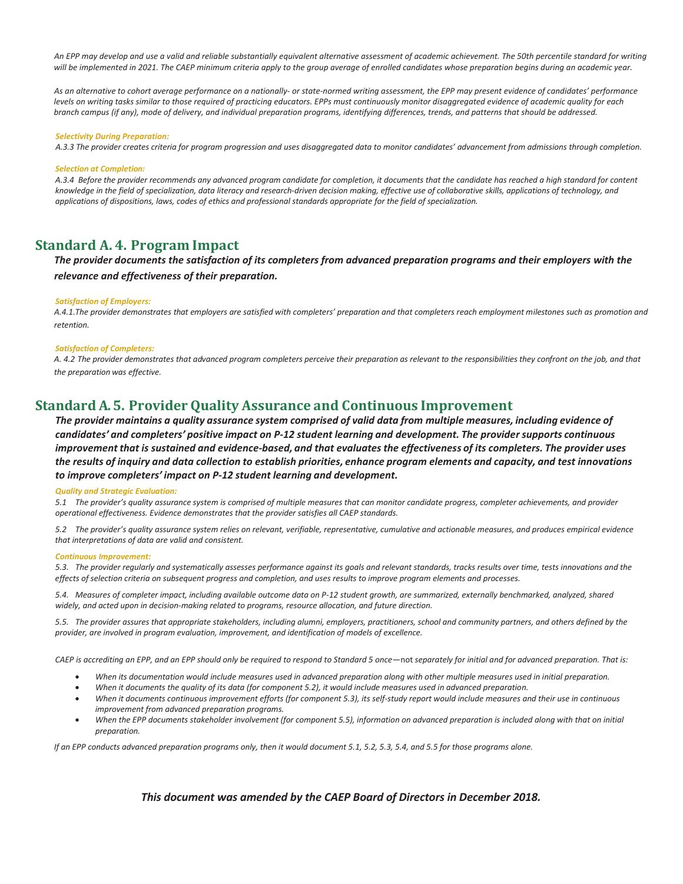*An EPP may develop and use a valid and reliable substantially equivalent alternative assessment of academic achievement. The 50th percentile standard for writing will be implemented in 2021. The CAEP minimum criteria apply to the group average of enrolled candidates whose preparation begins during an academic year.*

*As an alternative to cohort average performance on a nationally- or state-normed writing assessment, the EPP may present evidence of candidates' performance levels on writing tasks similar to those required of practicing educators. EPPs must continuously monitor disaggregated evidence of academic quality for each branch campus (if any), mode of delivery, and individual preparation programs, identifying differences, trends, and patterns that should be addressed.*

***Selectivity During Preparation:***

*A.3.3 The provider creates criteria for program progression and uses disaggregated data to monitor candidates' advancement from admissions through completion.*

***Selection at Completion:***

*A.3.4 Before the provider recommends any advanced program candidate for completion, it documents that the candidate has reached a high standard for content knowledge in the field of specialization, data literacy and research-driven decision making, effective use of collaborative skills, applications of technology, and applications of dispositions, laws, codes of ethics and professional standards appropriate for the field of specialization.*

## Standard A. 4. Program Impact

***The provider documents the satisfaction of its completers from advanced preparation programs and their employers with the relevance and effectiveness of their preparation.***

***Satisfaction of Employers:***

*A.4.1.The provider demonstrates that employers are satisfied with completers' preparation and that completers reach employment milestones such as promotion and retention.*

***Satisfaction of Completers:***

*A. 4.2 The provider demonstrates that advanced program completers perceive their preparation as relevant to the responsibilities they confront on the job, and that the preparation was effective.*

## Standard A. 5. Provider Quality Assurance and Continuous Improvement

***The provider maintains a quality assurance system comprised of valid data from multiple measures, including evidence of candidates' and completers' positive impact on P-12 student learning and development. The provider supports continuous improvement that is sustained and evidence-based, and that evaluates the effectiveness of its completers. The provider uses the results of inquiry and data collection to establish priorities, enhance program elements and capacity, and test innovations to improve completers' impact on P-12 student learning and development.***

***Quality and Strategic Evaluation:***

*5.1 The provider's quality assurance system is comprised of multiple measures that can monitor candidate progress, completer achievements, and provider operational effectiveness. Evidence demonstrates that the provider satisfies all CAEP standards.*

*5.2 The provider's quality assurance system relies on relevant, verifiable, representative, cumulative and actionable measures, and produces empirical evidence that interpretations of data are valid and consistent.*

***Continuous Improvement:***

*5.3. The provider regularly and systematically assesses performance against its goals and relevant standards, tracks results over time, tests innovations and the effects of selection criteria on subsequent progress and completion, and uses results to improve program elements and processes.*

*5.4. Measures of completer impact, including available outcome data on P-12 student growth, are summarized, externally benchmarked, analyzed, shared widely, and acted upon in decision-making related to programs, resource allocation, and future direction.*

*5.5. The provider assures that appropriate stakeholders, including alumni, employers, practitioners, school and community partners, and others defined by the provider, are involved in program evaluation, improvement, and identification of models of excellence.*

*CAEP is accrediting an EPP, and an EPP should only be required to respond to Standard 5 once*—not *separately for initial and for advanced preparation. That is:*

- *When its documentation would include measures used in advanced preparation along with other multiple measures used in initial preparation.*
- *When it documents the quality of its data (for component 5.2), it would include measures used in advanced preparation.*
- *When it documents continuous improvement efforts (for component 5.3), its self-study report would include measures and their use in continuous improvement from advanced preparation programs.*
- *When the EPP documents stakeholder involvement (for component 5.5), information on advanced preparation is included along with that on initial preparation.*

*If an EPP conducts advanced preparation programs only, then it would document 5.1, 5.2, 5.3, 5.4, and 5.5 for those programs alone.*

***This document was amended by the CAEP Board of Directors in December 2018.***